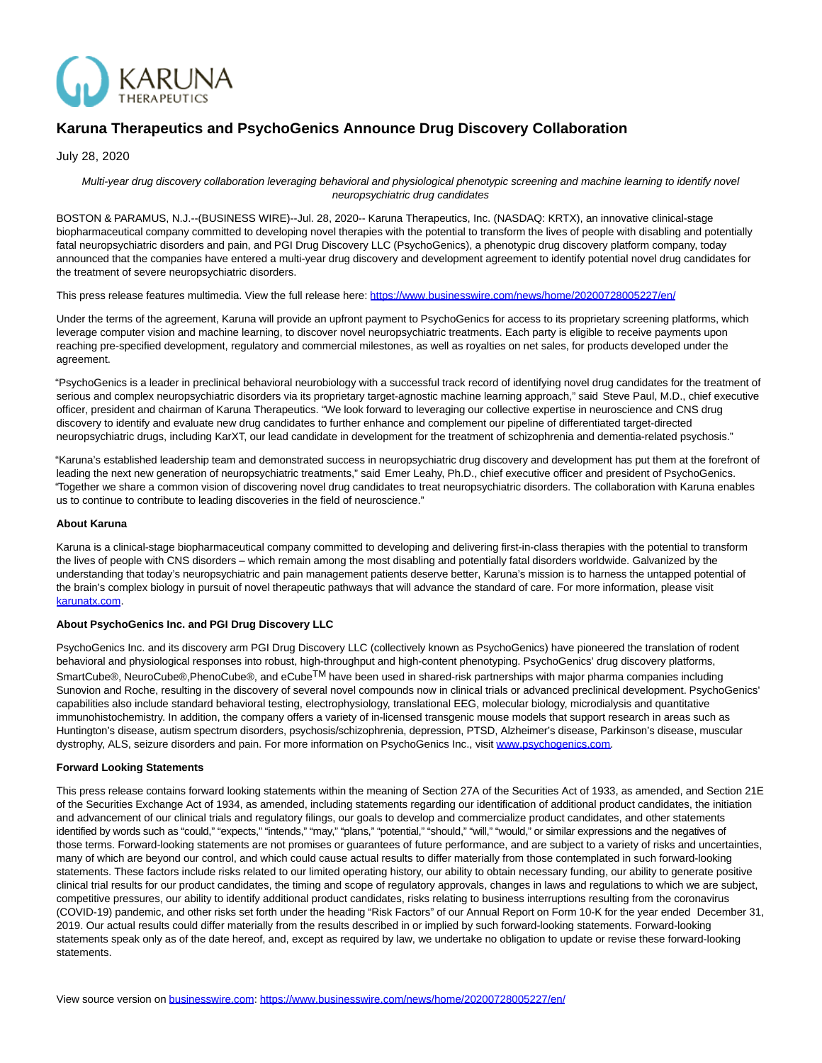# Karuna Therapeutics and PsychoGenics Announce Drug Discovery Collaboration

July 28, 2020

*Multi-year drug discovery collaboration leveraging behavioral and physiological phenotypic screening and machine learning to identify novel neuropsychiatric drug candidates*

BOSTON & PARAMUS, N.J.--(BUSINESS WIRE)--Jul. 28, 2020-- Karuna Therapeutics, Inc. (NASDAQ: KRTX), an innovative clinical-stage biopharmaceutical company committed to developing novel therapies with the potential to transform the lives of people with disabling and potentially fatal neuropsychiatric disorders and pain, and PGI Drug Discovery LLC (PsychoGenics), a phenotypic drug discovery platform company, today announced that the companies have entered a multi-year drug discovery and development agreement to identify potential novel drug candidates for the treatment of severe neuropsychiatric disorders.

This press release features multimedia. View the full release here: https://www.businesswire.com/news/home/20200728005227/en/

Under the terms of the agreement, Karuna will provide an upfront payment to PsychoGenics for access to its proprietary screening platforms, which leverage computer vision and machine learning, to discover novel neuropsychiatric treatments. Each party is eligible to receive payments upon reaching pre-specified development, regulatory and commercial milestones, as well as royalties on net sales, for products developed under the agreement.

"PsychoGenics is a leader in preclinical behavioral neurobiology with a successful track record of identifying novel drug candidates for the treatment of serious and complex neuropsychiatric disorders via its proprietary target-agnostic machine learning approach," said Steve Paul, M.D., chief executive officer, president and chairman of Karuna Therapeutics. "We look forward to leveraging our collective expertise in neuroscience and CNS drug discovery to identify and evaluate new drug candidates to further enhance and complement our pipeline of differentiated target-directed neuropsychiatric drugs, including KarXT, our lead candidate in development for the treatment of schizophrenia and dementia-related psychosis."

"Karuna's established leadership team and demonstrated success in neuropsychiatric drug discovery and development has put them at the forefront of leading the next new generation of neuropsychiatric treatments," said Emer Leahy, Ph.D., chief executive officer and president of PsychoGenics. "Together we share a common vision of discovering novel drug candidates to treat neuropsychiatric disorders. The collaboration with Karuna enables us to continue to contribute to leading discoveries in the field of neuroscience."

**About Karuna**

Karuna is a clinical-stage biopharmaceutical company committed to developing and delivering first-in-class therapies with the potential to transform the lives of people with CNS disorders – which remain among the most disabling and potentially fatal disorders worldwide. Galvanized by the understanding that today's neuropsychiatric and pain management patients deserve better, Karuna's mission is to harness the untapped potential of the brain's complex biology in pursuit of novel therapeutic pathways that will advance the standard of care. For more information, please visit karunatx.com.

**About PsychoGenics Inc. and PGI Drug Discovery LLC**

PsychoGenics Inc. and its discovery arm PGI Drug Discovery LLC (collectively known as PsychoGenics) have pioneered the translation of rodent behavioral and physiological responses into robust, high-throughput and high-content phenotyping. PsychoGenics' drug discovery platforms, SmartCube®, NeuroCube®,PhenoCube®, and eCube™ have been used in shared-risk partnerships with major pharma companies including Sunovion and Roche, resulting in the discovery of several novel compounds now in clinical trials or advanced preclinical development. PsychoGenics' capabilities also include standard behavioral testing, electrophysiology, translational EEG, molecular biology, microdialysis and quantitative immunohistochemistry. In addition, the company offers a variety of in-licensed transgenic mouse models that support research in areas such as Huntington's disease, autism spectrum disorders, psychosis/schizophrenia, depression, PTSD, Alzheimer's disease, Parkinson's disease, muscular dystrophy, ALS, seizure disorders and pain. For more information on PsychoGenics Inc., visit www.psychogenics.com.

**Forward Looking Statements**

This press release contains forward looking statements within the meaning of Section 27A of the Securities Act of 1933, as amended, and Section 21E of the Securities Exchange Act of 1934, as amended, including statements regarding our identification of additional product candidates, the initiation and advancement of our clinical trials and regulatory filings, our goals to develop and commercialize product candidates, and other statements identified by words such as "could," "expects," "intends," "may," "plans," "potential," "should," "will," "would," or similar expressions and the negatives of those terms. Forward-looking statements are not promises or guarantees of future performance, and are subject to a variety of risks and uncertainties, many of which are beyond our control, and which could cause actual results to differ materially from those contemplated in such forward-looking statements. These factors include risks related to our limited operating history, our ability to obtain necessary funding, our ability to generate positive clinical trial results for our product candidates, the timing and scope of regulatory approvals, changes in laws and regulations to which we are subject, competitive pressures, our ability to identify additional product candidates, risks relating to business interruptions resulting from the coronavirus (COVID-19) pandemic, and other risks set forth under the heading "Risk Factors" of our Annual Report on Form 10-K for the year ended December 31, 2019. Our actual results could differ materially from the results described in or implied by such forward-looking statements. Forward-looking statements speak only as of the date hereof, and, except as required by law, we undertake no obligation to update or revise these forward-looking statements.

View source version on businesswire.com: https://www.businesswire.com/news/home/20200728005227/en/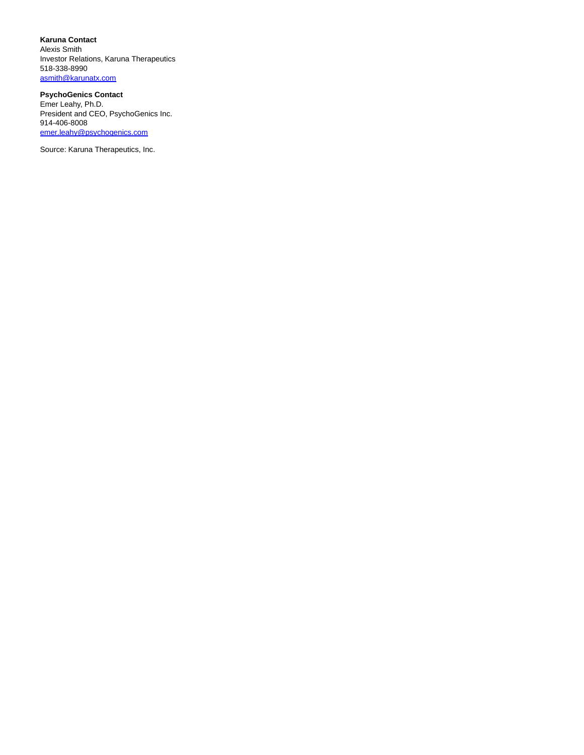**Karuna Contact**
Alexis Smith
Investor Relations, Karuna Therapeutics
518-338-8990
[asmith@karunatx.com](mailto:asmith@karunatx.com)

**PsychoGenics Contact**
Emer Leahy, Ph.D.
President and CEO, PsychoGenics Inc.
914-406-8008
[emer.leahy@psychogenics.com](mailto:emer.leahy@psychogenics.com)

Source: Karuna Therapeutics, Inc.